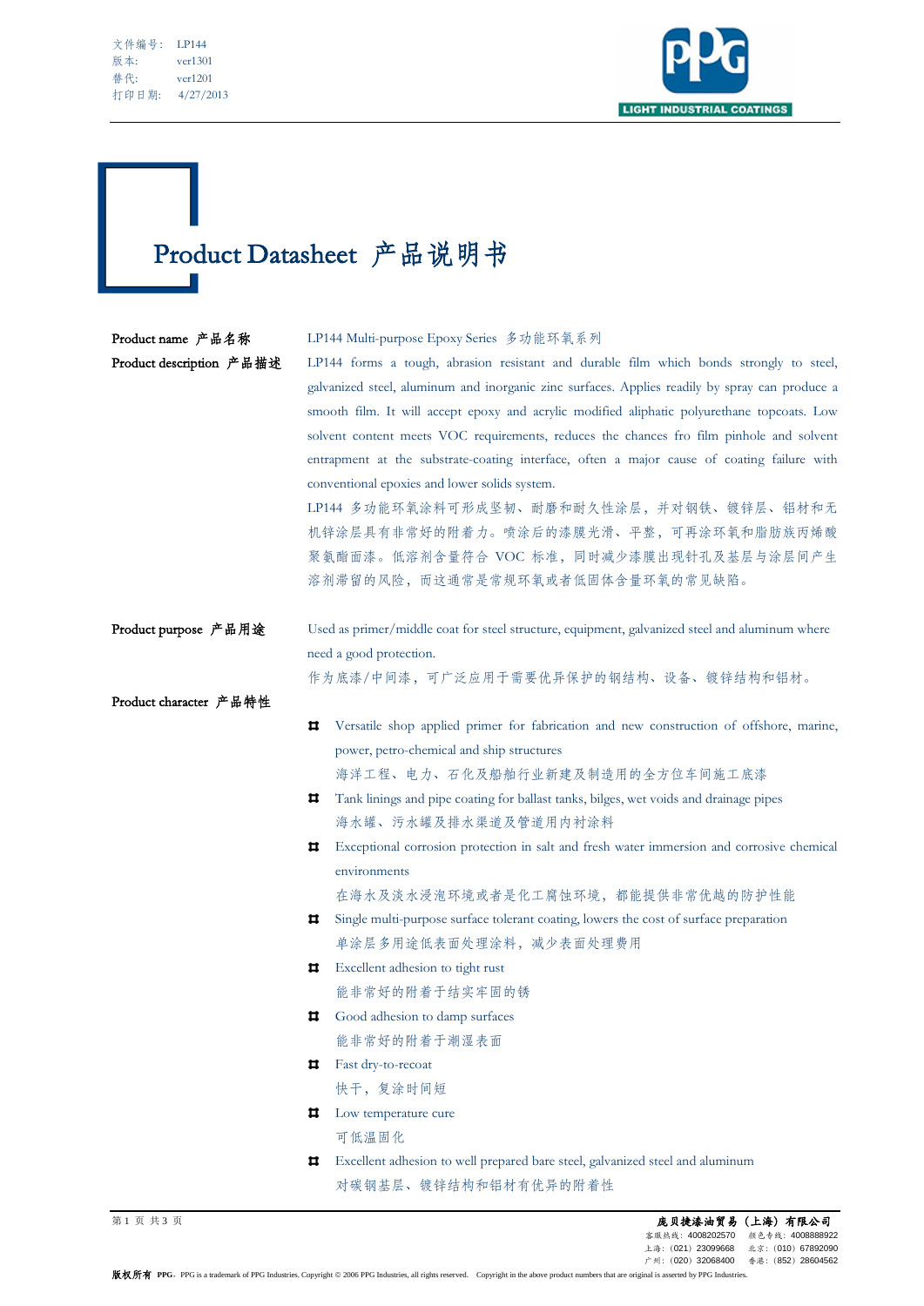文件编号： LP144
版本： ver1301
替代： ver1201
打印日期： 4/27/2013

# Product Datasheet 产品说明书

**Product name 产品名称**

LP144 Multi-purpose Epoxy Series 多功能环氧系列

**Product description 产品描述**

LP144 forms a tough, abrasion resistant and durable film which bonds strongly to steel, galvanized steel, aluminum and inorganic zinc surfaces. Applies readily by spray can produce a smooth film. It will accept epoxy and acrylic modified aliphatic polyurethane topcoats. Low solvent content meets VOC requirements, reduces the chances fro film pinhole and solvent entrapment at the substrate-coating interface, often a major cause of coating failure with conventional epoxies and lower solids system.

LP144 多功能环氧涂料可形成坚韧、耐磨和耐久性涂层，并对钢铁、镀锌层、铝材和无机锌涂层具有非常好的附着力。喷涂后的漆膜光滑、平整，可再涂环氧和脂肪族丙烯酸聚氨酯面漆。低溶剂含量符合 VOC 标准，同时减少漆膜出现针孔及基层与涂层间产生溶剂滞留的风险，而这通常是常规环氧或者低固体含量环氧的常见缺陷。

**Product purpose 产品用途**

Used as primer/middle coat for steel structure, equipment, galvanized steel and aluminum where need a good protection.

作为底漆/中间漆，可广泛应用于需要优异保护的钢结构、设备、镀锌结构和铝材。

**Product character 产品特性**

- Versatile shop applied primer for fabrication and new construction of offshore, marine, power, petro-chemical and ship structures
  海洋工程、电力、石化及船舶行业新建及制造用的全方位车间施工底漆
- Tank linings and pipe coating for ballast tanks, bilges, wet voids and drainage pipes
  海水罐、污水罐及排水渠道及管道用内衬涂料
- Exceptional corrosion protection in salt and fresh water immersion and corrosive chemical environments
  在海水及淡水浸泡环境或者是化工腐蚀环境，都能提供非常优越的防护性能
- Single multi-purpose surface tolerant coating, lowers the cost of surface preparation
  单涂层多用途低表面处理涂料，减少表面处理费用
- Excellent adhesion to tight rust
  能非常好的附着于结实牢固的锈
- Good adhesion to damp surfaces
  能非常好的附着于潮湿表面
- Fast dry-to-recoat
  快干，复涂时间短
- Low temperature cure
  可低温固化
- Excellent adhesion to well prepared bare steel, galvanized steel and aluminum
  对碳钢基层、镀锌结构和铝材有优异的附着性

**庞贝捷漆油贸易（上海）有限公司**
客服热线：4008202570 颜色专线：4008888922
上海：（021）23099668 北京：（010）67892090
广州：（020）32068400 香港：（852）28604562

**版权所有 PPG**，PPG is a trademark of PPG Industries. Copyright © 2006 PPG Industries, all rights reserved. Copyright in the above product numbers that are original is asserted by PPG Industries.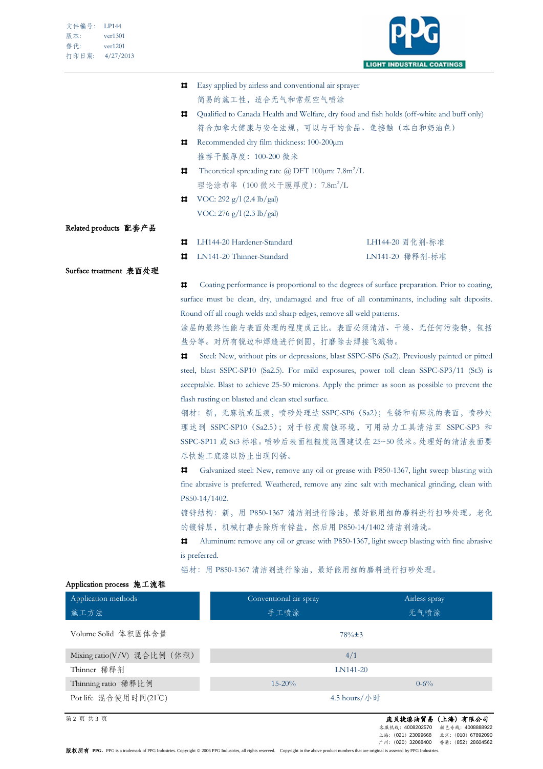- Easy applied by airless and conventional air sprayer
  简易的施工性，适合无气和常规空气喷涂
- Qualified to Canada Health and Welfare, dry food and fish holds (off-white and buff only)
  符合加拿大健康与安全法规，可以与干的食品、鱼接触（本白和奶油色）
- Recommended dry film thickness: 100-200μm
  推荐干膜厚度：100-200 微米
- Theoretical spreading rate @ DFT 100μm: 7.8$m^2$/L
  理论涂布率（100 微米干膜厚度）：7.8$m^2$/L
- VOC: 292 g/l (2.4 lb/gal)
  VOC: 276 g/l (2.3 lb/gal)

**Related products 配套产品**

- LH144-20 Hardener-Standard　　LH144-20 固化剂-标准
- LN141-20 Thinner-Standard　　LN141-20 稀释剂-标准

**Surface treatment 表面处理**

- Coating performance is proportional to the degrees of surface preparation. Prior to coating, surface must be clean, dry, undamaged and free of all contaminants, including salt deposits. Round off all rough welds and sharp edges, remove all weld patterns.
  涂层的最终性能与表面处理的程度成正比。表面必须清洁、干燥、无任何污染物，包括盐分等。对所有锐边和焊缝进行倒圆，打磨除去焊接飞溅物。
- Steel: New, without pits or depressions, blast SSPC-SP6 (Sa2). Previously painted or pitted steel, blast SSPC-SP10 (Sa2.5). For mild exposures, power toll clean SSPC-SP3/11 (St3) is acceptable. Blast to achieve 25-50 microns. Apply the primer as soon as possible to prevent the flash rusting on blasted and clean steel surface.
  钢材：新，无麻坑或压痕，喷砂处理达 SSPC-SP6（Sa2）；生锈和有麻坑的表面，喷砂处理达到 SSPC-SP10（Sa2.5）；对于轻度腐蚀环境，可用动力工具清洁至 SSPC-SP3 和 SSPC-SP11 或 St3 标准。喷砂后表面粗糙度范围建议在 25~50 微米。处理好的清洁表面要尽快施工底漆以防止出现闪锈。
- Galvanized steel: New, remove any oil or grease with P850-1367, light sweep blasting with fine abrasive is preferred. Weathered, remove any zinc salt with mechanical grinding, clean with P850-14/1402.
  镀锌结构：新，用 P850-1367 清洁剂进行除油，最好能用细的磨料进行扫砂处理。老化的镀锌层，机械打磨去除所有锌盐，然后用 P850-14/1402 清洁剂清洗。
- Aluminum: remove any oil or grease with P850-1367, light sweep blasting with fine abrasive is preferred.
  铝材：用 P850-1367 清洁剂进行除油，最好能用细的磨料进行扫砂处理。

**Application process 施工流程**

| Application methods 施工方法 | Conventional air spray 手工喷涂 | Airless spray 无气喷涂 |
|---|---|---|
| Volume Solid 体积固体含量 | 78%±3 | |
| Mixing ratio(V/V) 混合比例（体积） | 4/1 | |
| Thinner 稀释剂 | LN141-20 | |
| Thinning ratio 稀释比例 | 15-20% | 0-6% |
| Pot life 混合使用时间(21℃) | 4.5 hours/小时 | |

**庞贝捷漆油贸易（上海）有限公司**
客服热线：4008202570　颜色专线：4008888922
上海：(021) 23099668　北京：(010) 67892090
广州：(020) 32068400　香港：(852) 28604562

版权所有 PPG。PPG is a trademark of PPG Industries. Copyright © 2006 PPG Industries, all rights reserved.　Copyright in the above product numbers that are original is asserted by PPG Industries.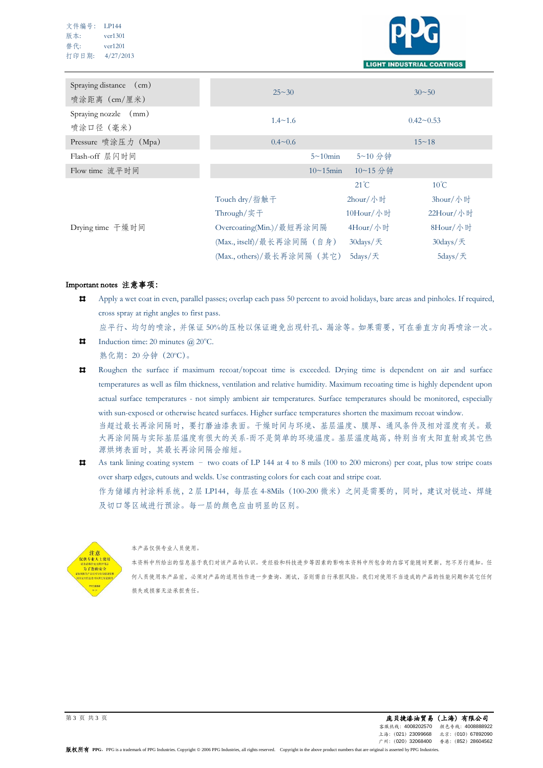| | | |
|---|---|---|
| Spraying distance （cm）<br>喷涂距离（cm/厘米） | 25~30 | 30~50 |
| Spraying nozzle （mm）<br>喷涂口径（毫米） | 1.4~1.6 | 0.42~0.53 |
| Pressure 喷涂压力（Mpa） | 0.4~0.6 | 15~18 |
| Flash-off 层闪时间 | 5~10min 5~10 分钟 | |
| Flow time 流平时间 | 10~15min 10~15 分钟 | |

| Drying time 干燥时间 | | 21℃ | 10℃ |
|---|---|---|---|
| | Touch dry/指触干 | 2hour/小时 | 3hour/小时 |
| | Through/实干 | 10Hour/小时 | 22Hour/小时 |
| | Overcoating(Min.)/最短再涂间隔 | 4Hour/小时 | 8Hour/小时 |
| | (Max., itself)/最长再涂间隔（自身） | 30days/天 | 30days/天 |
| | (Max., others)/最长再涂间隔（其它） | 5days/天 | 5days/天 |

**Important notes 注意事项:**

- Apply a wet coat in even, parallel passes; overlap each pass 50 percent to avoid holidays, bare areas and pinholes. If required, cross spray at right angles to first pass.
  应平行、均匀的喷涂，并保证50%的压枪以保证避免出现针孔、漏涂等。如果需要，可在垂直方向再喷涂一次。
- Induction time: 20 minutes @ 20°C.
  熟化期：20 分钟（20°C）。
- Roughen the surface if maximum recoat/topcoat time is exceeded. Drying time is dependent on air and surface temperatures as well as film thickness, ventilation and relative humidity. Maximum recoating time is highly dependent upon actual surface temperatures - not simply ambient air temperatures. Surface temperatures should be monitored, especially with sun-exposed or otherwise heated surfaces. Higher surface temperatures shorten the maximum recoat window.
  当超过最长再涂间隔时，要打磨油漆表面。干燥时间与环境、基层温度、膜厚、通风条件及相对湿度有关。最大再涂间隔与实际基层温度有很大的关系-而不是简单的环境温度。基层温度越高，特别当有太阳直射或其它热源烘烤表面时，其最长再涂间隔会缩短。
- As tank lining coating system – two coats of LP 144 at 4 to 8 mils (100 to 200 microns) per coat, plus tow stripe coats over sharp edges, cutouts and welds. Use contrasting colors for each coat and stripe coat.
  作为储罐内衬涂料系统，2 层 LP144，每层在 4-8Mils（100-200 微米）之间是需要的，同时，建议对锐边、焊缝及切口等区域进行预涂。每一层的颜色应由明显的区别。

本产品仅供专业人员使用。

本资料中所给出的信息基于我们对该产品的认识。受经验和科技进步等因素的影响本资料中所包含的内容可能随时更新，恕不另行通知。任何人员使用本产品前，必须对产品的适用性作进一步查询、测试，否则需自行承担风险。我们对使用不当造成的产品的性能问题和其它任何损失或损害无法承担责任。

**庞贝捷漆油贸易（上海）有限公司**
客服热线：4008202570 颜色专线：4008888922
上海：（021）23099668 北京：（010）67892090
广州：（020）32068400 香港：（852）28604562

**版权所有 PPG**。PPG is a trademark of PPG Industries. Copyright © 2006 PPG Industries, all rights reserved. Copyright in the above product numbers that are original is asserted by PPG Industries.